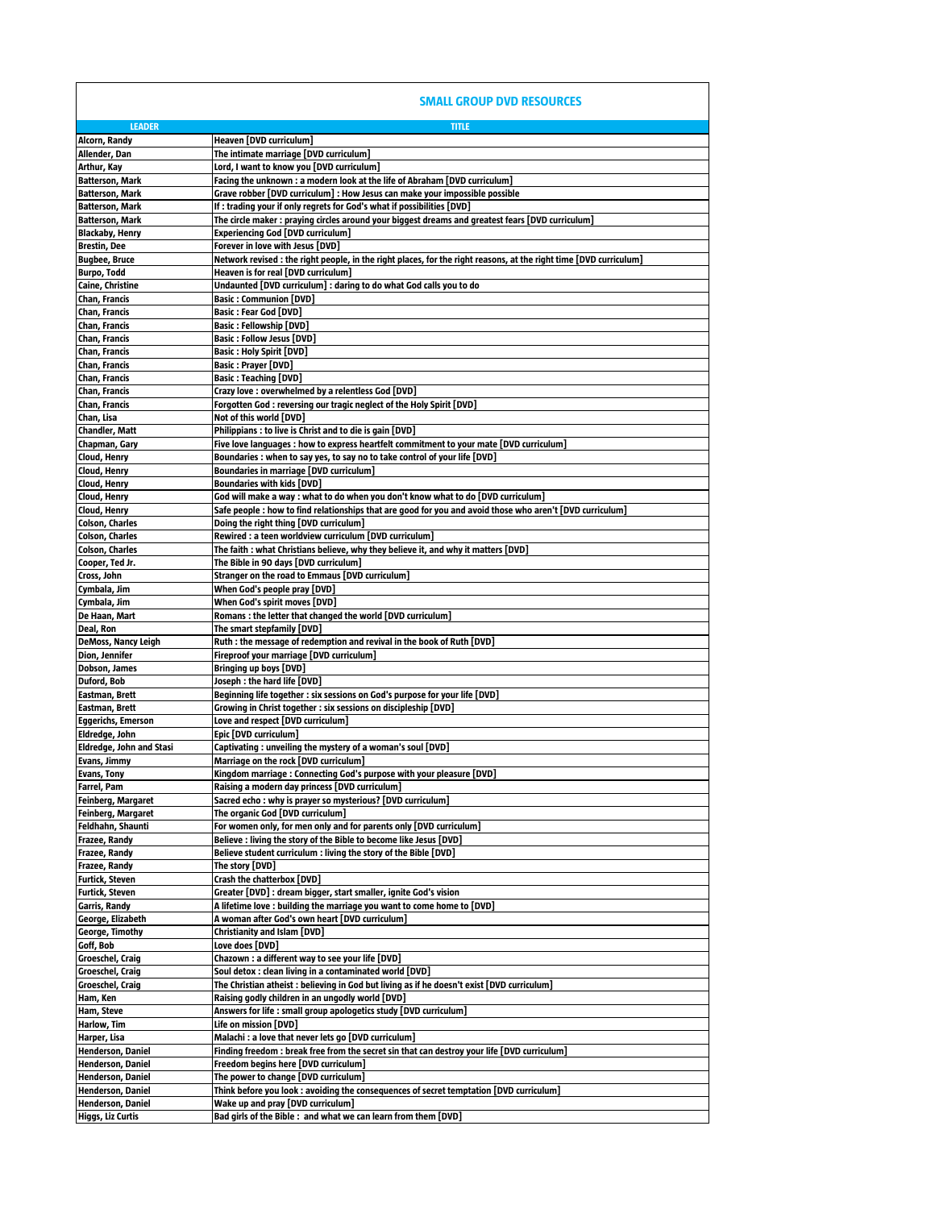# SMALL GROUP DVD RESOURCES

| LEADER | TITLE |
|---|---|
| Alcorn, Randy | Heaven [DVD curriculum] |
| Allender, Dan | The intimate marriage [DVD curriculum] |
| Arthur, Kay | Lord, I want to know you [DVD curriculum] |
| Batterson, Mark | Facing the unknown : a modern look at the life of Abraham [DVD curriculum] |
| Batterson, Mark | Grave robber [DVD curriculum] : How Jesus can make your impossible possible |
| Batterson, Mark | If : trading your if only regrets for God's what if possibilities [DVD] |
| Batterson, Mark | The circle maker : praying circles around your biggest dreams and greatest fears [DVD curriculum] |
| Blackaby, Henry | Experiencing God [DVD curriculum] |
| Brestin, Dee | Forever in love with Jesus [DVD] |
| Bugbee, Bruce | Network revised : the right people, in the right places, for the right reasons, at the right time [DVD curriculum] |
| Burpo, Todd | Heaven is for real [DVD curriculum] |
| Caine, Christine | Undaunted [DVD curriculum] : daring to do what God calls you to do |
| Chan, Francis | Basic : Communion [DVD] |
| Chan, Francis | Basic : Fear God [DVD] |
| Chan, Francis | Basic : Fellowship [DVD] |
| Chan, Francis | Basic : Follow Jesus [DVD] |
| Chan, Francis | Basic : Holy Spirit [DVD] |
| Chan, Francis | Basic : Prayer [DVD] |
| Chan, Francis | Basic : Teaching [DVD] |
| Chan, Francis | Crazy love : overwhelmed by a relentless God [DVD] |
| Chan, Francis | Forgotten God : reversing our tragic neglect of the Holy Spirit [DVD] |
| Chan, Lisa | Not of this world [DVD] |
| Chandler, Matt | Philippians : to live is Christ and to die is gain [DVD] |
| Chapman, Gary | Five love languages : how to express heartfelt commitment to your mate [DVD curriculum] |
| Cloud, Henry | Boundaries : when to say yes, to say no to take control of your life [DVD] |
| Cloud, Henry | Boundaries in marriage [DVD curriculum] |
| Cloud, Henry | Boundaries with kids [DVD] |
| Cloud, Henry | God will make a way : what to do when you don't know what to do [DVD curriculum] |
| Cloud, Henry | Safe people : how to find relationships that are good for you and avoid those who aren't [DVD curriculum] |
| Colson, Charles | Doing the right thing [DVD curriculum] |
| Colson, Charles | Rewired : a teen worldview curriculum [DVD curriculum] |
| Colson, Charles | The faith : what Christians believe, why they believe it, and why it matters [DVD] |
| Cooper, Ted Jr. | The Bible in 90 days [DVD curriculum] |
| Cross, John | Stranger on the road to Emmaus [DVD curriculum] |
| Cymbala, Jim | When God's people pray [DVD] |
| Cymbala, Jim | When God's spirit moves [DVD] |
| De Haan, Mart | Romans : the letter that changed the world [DVD curriculum] |
| Deal, Ron | The smart stepfamily [DVD] |
| DeMoss, Nancy Leigh | Ruth : the message of redemption and revival in the book of Ruth [DVD] |
| Dion, Jennifer | Fireproof your marriage [DVD curriculum] |
| Dobson, James | Bringing up boys [DVD] |
| Duford, Bob | Joseph : the hard life [DVD] |
| Eastman, Brett | Beginning life together : six sessions on God's purpose for your life [DVD] |
| Eastman, Brett | Growing in Christ together : six sessions on discipleship [DVD] |
| Eggerichs, Emerson | Love and respect [DVD curriculum] |
| Eldredge, John | Epic [DVD curriculum] |
| Eldredge, John and Stasi | Captivating : unveiling the mystery of a woman's soul [DVD] |
| Evans, Jimmy | Marriage on the rock [DVD curriculum] |
| Evans, Tony | Kingdom marriage : Connecting God's purpose with your pleasure [DVD] |
| Farrel, Pam | Raising a modern day princess [DVD curriculum] |
| Feinberg, Margaret | Sacred echo : why is prayer so mysterious? [DVD curriculum] |
| Feinberg, Margaret | The organic God [DVD curriculum] |
| Feldhahn, Shaunti | For women only, for men only and for parents only [DVD curriculum] |
| Frazee, Randy | Believe : living the story of the Bible to become like Jesus [DVD] |
| Frazee, Randy | Believe student curriculum : living the story of the Bible [DVD] |
| Frazee, Randy | The story [DVD] |
| Furtick, Steven | Crash the chatterbox [DVD] |
| Furtick, Steven | Greater [DVD] : dream bigger, start smaller, ignite God's vision |
| Garris, Randy | A lifetime love : building the marriage you want to come home to [DVD] |
| George, Elizabeth | A woman after God's own heart [DVD curriculum] |
| George, Timothy | Christianity and Islam [DVD] |
| Goff, Bob | Love does [DVD] |
| Groeschel, Craig | Chazown : a different way to see your life [DVD] |
| Groeschel, Craig | Soul detox : clean living in a contaminated world [DVD] |
| Groeschel, Craig | The Christian atheist : believing in God but living as if he doesn't exist [DVD curriculum] |
| Ham, Ken | Raising godly children in an ungodly world [DVD] |
| Ham, Steve | Answers for life : small group apologetics study [DVD curriculum] |
| Harlow, Tim | Life on mission [DVD] |
| Harper, Lisa | Malachi : a love that never lets go [DVD curriculum] |
| Henderson, Daniel | Finding freedom : break free from the secret sin that can destroy your life [DVD curriculum] |
| Henderson, Daniel | Freedom begins here [DVD curriculum] |
| Henderson, Daniel | The power to change [DVD curriculum] |
| Henderson, Daniel | Think before you look : avoiding the consequences of secret temptation [DVD curriculum] |
| Henderson, Daniel | Wake up and pray [DVD curriculum] |
| Higgs, Liz Curtis | Bad girls of the Bible : and what we can learn from them [DVD] |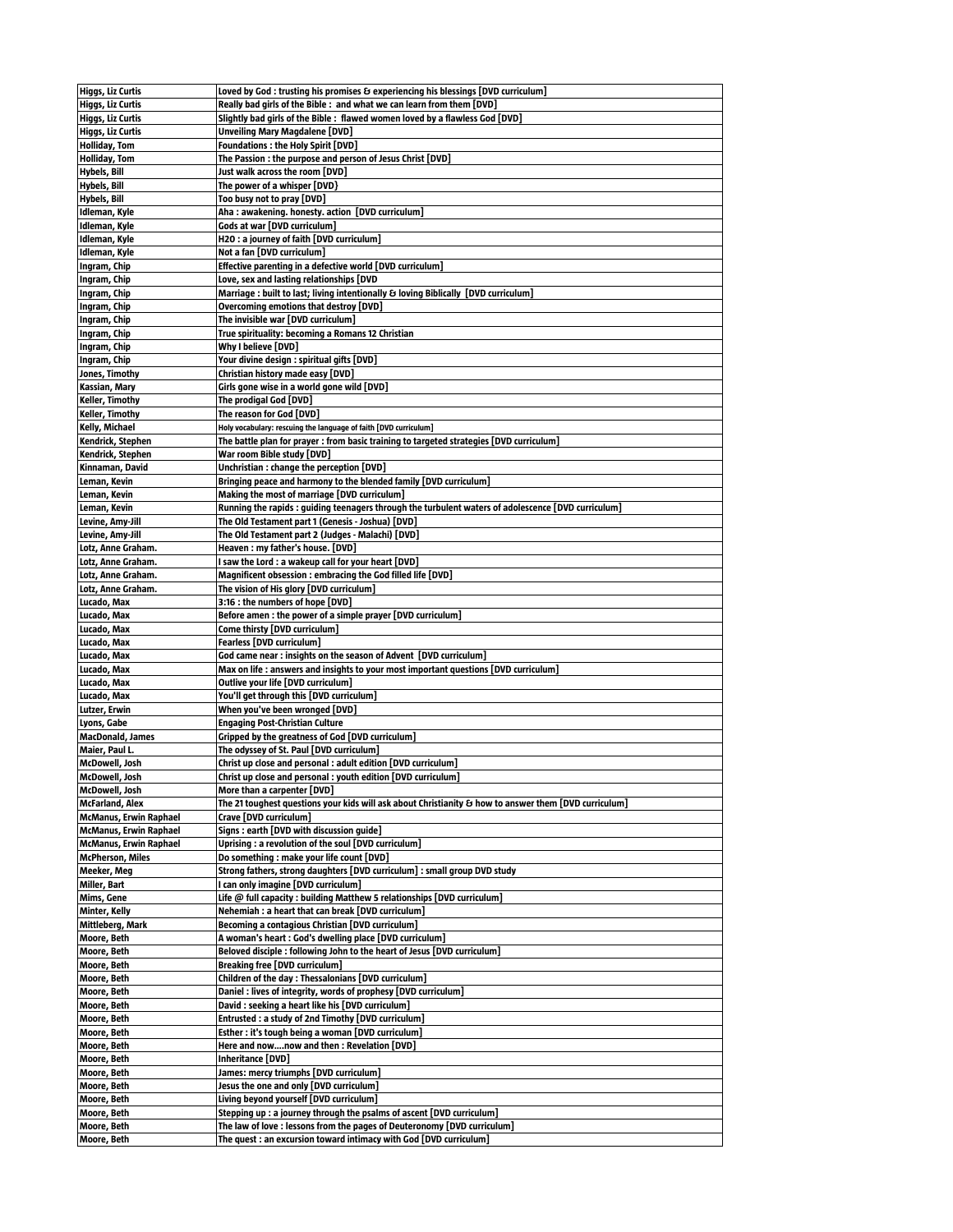| | |
|---|---|
| Higgs, Liz Curtis | Loved by God : trusting his promises & experiencing his blessings [DVD curriculum] |
| Higgs, Liz Curtis | Really bad girls of the Bible : and what we can learn from them [DVD] |
| Higgs, Liz Curtis | Slightly bad girls of the Bible : flawed women loved by a flawless God [DVD] |
| Higgs, Liz Curtis | Unveiling Mary Magdalene [DVD] |
| Holliday, Tom | Foundations : the Holy Spirit [DVD] |
| Holliday, Tom | The Passion : the purpose and person of Jesus Christ [DVD] |
| Hybels, Bill | Just walk across the room [DVD] |
| Hybels, Bill | The power of a whisper [DVD} |
| Hybels, Bill | Too busy not to pray [DVD] |
| Idleman, Kyle | Aha : awakening. honesty. action [DVD curriculum] |
| Idleman, Kyle | Gods at war [DVD curriculum] |
| Idleman, Kyle | H2O : a journey of faith [DVD curriculum] |
| Idleman, Kyle | Not a fan [DVD curriculum] |
| Ingram, Chip | Effective parenting in a defective world [DVD curriculum] |
| Ingram, Chip | Love, sex and lasting relationships [DVD |
| Ingram, Chip | Marriage : built to last; living intentionally & loving Biblically [DVD curriculum] |
| Ingram, Chip | Overcoming emotions that destroy [DVD] |
| Ingram, Chip | The invisible war [DVD curriculum] |
| Ingram, Chip | True spirituality: becoming a Romans 12 Christian |
| Ingram, Chip | Why I believe [DVD] |
| Ingram, Chip | Your divine design : spiritual gifts [DVD] |
| Jones, Timothy | Christian history made easy [DVD] |
| Kassian, Mary | Girls gone wise in a world gone wild [DVD] |
| Keller, Timothy | The prodigal God [DVD] |
| Keller, Timothy | The reason for God [DVD] |
| Kelly, Michael | Holy vocabulary: rescuing the language of faith [DVD curriculum] |
| Kendrick, Stephen | The battle plan for prayer : from basic training to targeted strategies [DVD curriculum] |
| Kendrick, Stephen | War room Bible study [DVD] |
| Kinnaman, David | Unchristian : change the perception [DVD] |
| Leman, Kevin | Bringing peace and harmony to the blended family [DVD curriculum] |
| Leman, Kevin | Making the most of marriage [DVD curriculum] |
| Leman, Kevin | Running the rapids : guiding teenagers through the turbulent waters of adolescence [DVD curriculum] |
| Levine, Amy-Jill | The Old Testament part 1 (Genesis - Joshua) [DVD] |
| Levine, Amy-Jill | The Old Testament part 2 (Judges - Malachi) [DVD] |
| Lotz, Anne Graham. | Heaven : my father's house. [DVD] |
| Lotz, Anne Graham. | I saw the Lord : a wakeup call for your heart [DVD] |
| Lotz, Anne Graham. | Magnificent obsession : embracing the God filled life [DVD] |
| Lotz, Anne Graham. | The vision of His glory [DVD curriculum] |
| Lucado, Max | 3:16 : the numbers of hope [DVD] |
| Lucado, Max | Before amen : the power of a simple prayer [DVD curriculum] |
| Lucado, Max | Come thirsty [DVD curriculum] |
| Lucado, Max | Fearless [DVD curriculum] |
| Lucado, Max | God came near : insights on the season of Advent [DVD curriculum] |
| Lucado, Max | Max on life : answers and insights to your most important questions [DVD curriculum] |
| Lucado, Max | Outlive your life [DVD curriculum] |
| Lucado, Max | You'll get through this [DVD curriculum] |
| Lutzer, Erwin | When you've been wronged [DVD] |
| Lyons, Gabe | Engaging Post-Christian Culture |
| MacDonald, James | Gripped by the greatness of God [DVD curriculum] |
| Maier, Paul L. | The odyssey of St. Paul [DVD curriculum] |
| McDowell, Josh | Christ up close and personal : adult edition [DVD curriculum] |
| McDowell, Josh | Christ up close and personal : youth edition [DVD curriculum] |
| McDowell, Josh | More than a carpenter [DVD] |
| McFarland, Alex | The 21 toughest questions your kids will ask about Christianity & how to answer them [DVD curriculum] |
| McManus, Erwin Raphael | Crave [DVD curriculum] |
| McManus, Erwin Raphael | Signs : earth [DVD with discussion guide] |
| McManus, Erwin Raphael | Uprising : a revolution of the soul [DVD curriculum] |
| McPherson, Miles | Do something : make your life count [DVD] |
| Meeker, Meg | Strong fathers, strong daughters [DVD curriculum] : small group DVD study |
| Miller, Bart | I can only imagine [DVD curriculum] |
| Mims, Gene | Life @ full capacity : building Matthew 5 relationships [DVD curriculum] |
| Minter, Kelly | Nehemiah : a heart that can break [DVD curriculum] |
| Mittleberg, Mark | Becoming a contagious Christian [DVD curriculum] |
| Moore, Beth | A woman's heart : God's dwelling place [DVD curriculum] |
| Moore, Beth | Beloved disciple : following John to the heart of Jesus [DVD curriculum] |
| Moore, Beth | Breaking free [DVD curriculum] |
| Moore, Beth | Children of the day : Thessalonians [DVD curriculum] |
| Moore, Beth | Daniel : lives of integrity, words of prophesy [DVD curriculum] |
| Moore, Beth | David : seeking a heart like his [DVD curriculum] |
| Moore, Beth | Entrusted : a study of 2nd Timothy [DVD curriculum] |
| Moore, Beth | Esther : it's tough being a woman [DVD curriculum] |
| Moore, Beth | Here and now....now and then : Revelation [DVD] |
| Moore, Beth | Inheritance [DVD] |
| Moore, Beth | James: mercy triumphs [DVD curriculum] |
| Moore, Beth | Jesus the one and only [DVD curriculum] |
| Moore, Beth | Living beyond yourself [DVD curriculum] |
| Moore, Beth | Stepping up : a journey through the psalms of ascent [DVD curriculum] |
| Moore, Beth | The law of love : lessons from the pages of Deuteronomy [DVD curriculum] |
| Moore, Beth | The quest : an excursion toward intimacy with God [DVD curriculum] |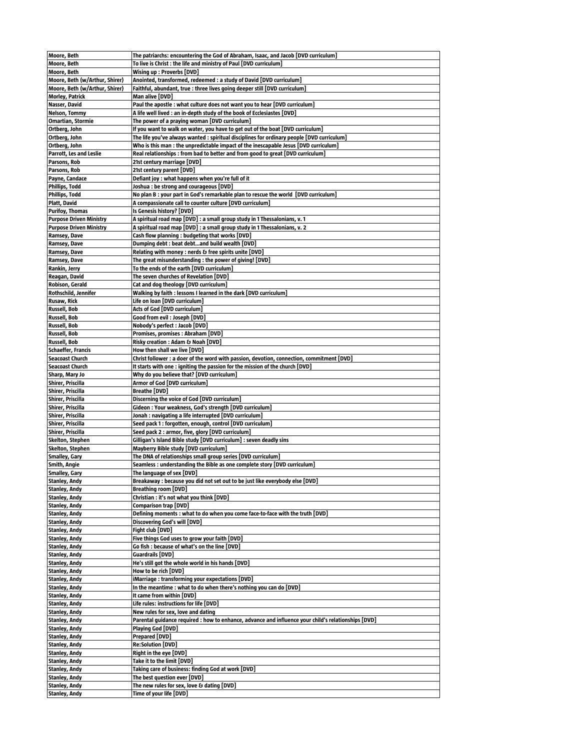| Moore, Beth | The patriarchs: encountering the God of Abraham, Isaac, and Jacob [DVD curriculum] |
|---|---|
| Moore, Beth | To live is Christ : the life and ministry of Paul [DVD curriculum] |
| Moore, Beth | Wising up : Proverbs [DVD] |
| Moore, Beth (w/Arthur, Shirer) | Anointed, transformed, redeemed : a study of David [DVD curriculum] |
| Moore, Beth (w/Arthur, Shirer) | Faithful, abundant, true : three lives going deeper still [DVD curriculum] |
| Morley, Patrick | Man alive [DVD] |
| Nasser, David | Paul the apostle : what culture does not want you to hear [DVD curriculum] |
| Nelson, Tommy | A life well lived : an in-depth study of the book of Ecclesiastes [DVD] |
| Omartian, Stormie | The power of a praying woman [DVD curriculum] |
| Ortberg, John | If you want to walk on water, you have to get out of the boat [DVD curriculum] |
| Ortberg, John | The life you've always wanted : spiritual disciplines for ordinary people [DVD curriculum] |
| Ortberg, John | Who is this man : the unpredictable impact of the inescapable Jesus [DVD curriculum] |
| Parrott, Les and Leslie | Real relationships : from bad to better and from good to great [DVD curriculum] |
| Parsons, Rob | 21st century marriage [DVD] |
| Parsons, Rob | 21st century parent [DVD] |
| Payne, Candace | Defiant joy : what happens when you're full of it |
| Phillips, Todd | Joshua : be strong and courageous [DVD] |
| Phillips, Todd | No plan B : your part in God's remarkable plan to rescue the world [DVD curriculum] |
| Platt, David | A compassionate call to counter culture [DVD curriculum] |
| Purifoy, Thomas | Is Genesis history? [DVD] |
| Purpose Driven Ministry | A spiritual road map [DVD] : a small group study in 1 Thessalonians, v. 1 |
| Purpose Driven Ministry | A spiritual road map [DVD] : a small group study in 1 Thessalonians, v. 2 |
| Ramsey, Dave | Cash flow planning : budgeting that works [DVD] |
| Ramsey, Dave | Dumping debt : beat debt...and build wealth [DVD] |
| Ramsey, Dave | Relating with money : nerds & free spirits unite [DVD] |
| Ramsey, Dave | The great misunderstanding : the power of giving! [DVD] |
| Rankin, Jerry | To the ends of the earth [DVD curriculum] |
| Reagan, David | The seven churches of Revelation [DVD] |
| Robison, Gerald | Cat and dog theology [DVD curriculum] |
| Rothschild, Jennifer | Walking by faith : lessons I learned in the dark [DVD curriculum] |
| Rusaw, Rick | Life on loan [DVD curriculum] |
| Russell, Bob | Acts of God [DVD curriculum] |
| Russell, Bob | Good from evil : Joseph [DVD] |
| Russell, Bob | Nobody's perfect : Jacob [DVD] |
| Russell, Bob | Promises, promises : Abraham [DVD] |
| Russell, Bob | Risky creation : Adam & Noah [DVD] |
| Schaeffer, Francis | How then shall we live [DVD] |
| Seacoast Church | Christ follower : a doer of the word with passion, devotion, connection, commitment [DVD] |
| Seacoast Church | It starts with one : igniting the passion for the mission of the church [DVD] |
| Sharp, Mary Jo | Why do you believe that? [DVD curriculum] |
| Shirer, Priscilla | Armor of God [DVD curriculum] |
| Shirer, Priscilla | Breathe [DVD] |
| Shirer, Priscilla | Discerning the voice of God [DVD curriculum] |
| Shirer, Priscilla | Gideon : Your weakness, God's strength [DVD curriculum] |
| Shirer, Priscilla | Jonah : navigating a life interrupted [DVD curriculum] |
| Shirer, Priscilla | Seed pack 1 : forgotten, enough, control [DVD curriculum] |
| Shirer, Priscilla | Seed pack 2 : armor, five, glory [DVD curriculum] |
| Skelton, Stephen | Gilligan's Island Bible study [DVD curriculum] : seven deadly sins |
| Skelton, Stephen | Mayberry Bible study [DVD curriculum] |
| Smalley, Gary | The DNA of relationships small group series [DVD curriculum] |
| Smith, Angie | Seamless : understanding the Bible as one complete story [DVD curriculum] |
| Smalley, Gary | The language of sex [DVD] |
| Stanley, Andy | Breakaway : because you did not set out to be just like everybody else [DVD] |
| Stanley, Andy | Breathing room [DVD] |
| Stanley, Andy | Christian : it's not what you think [DVD] |
| Stanley, Andy | Comparison trap [DVD] |
| Stanley, Andy | Defining moments : what to do when you come face-to-face with the truth [DVD] |
| Stanley, Andy | Discovering God's will [DVD] |
| Stanley, Andy | Fight club [DVD] |
| Stanley, Andy | Five things God uses to grow your faith [DVD] |
| Stanley, Andy | Go fish : because of what's on the line [DVD] |
| Stanley, Andy | Guardrails [DVD] |
| Stanley, Andy | He's still got the whole world in his hands [DVD] |
| Stanley, Andy | How to be rich [DVD] |
| Stanley, Andy | iMarriage : transforming your expectations [DVD] |
| Stanley, Andy | In the meantime : what to do when there's nothing you can do [DVD] |
| Stanley, Andy | It came from within [DVD] |
| Stanley, Andy | Life rules: instructions for life [DVD] |
| Stanley, Andy | New rules for sex, love and dating |
| Stanley, Andy | Parental guidance required : how to enhance, advance and influence your child's relationships [DVD] |
| Stanley, Andy | Playing God [DVD] |
| Stanley, Andy | Prepared [DVD] |
| Stanley, Andy | Re:Solution [DVD] |
| Stanley, Andy | Right in the eye [DVD] |
| Stanley, Andy | Take it to the limit [DVD] |
| Stanley, Andy | Taking care of business: finding God at work [DVD] |
| Stanley, Andy | The best question ever [DVD] |
| Stanley, Andy | The new rules for sex, love & dating [DVD] |
| Stanley, Andy | Time of your life [DVD] |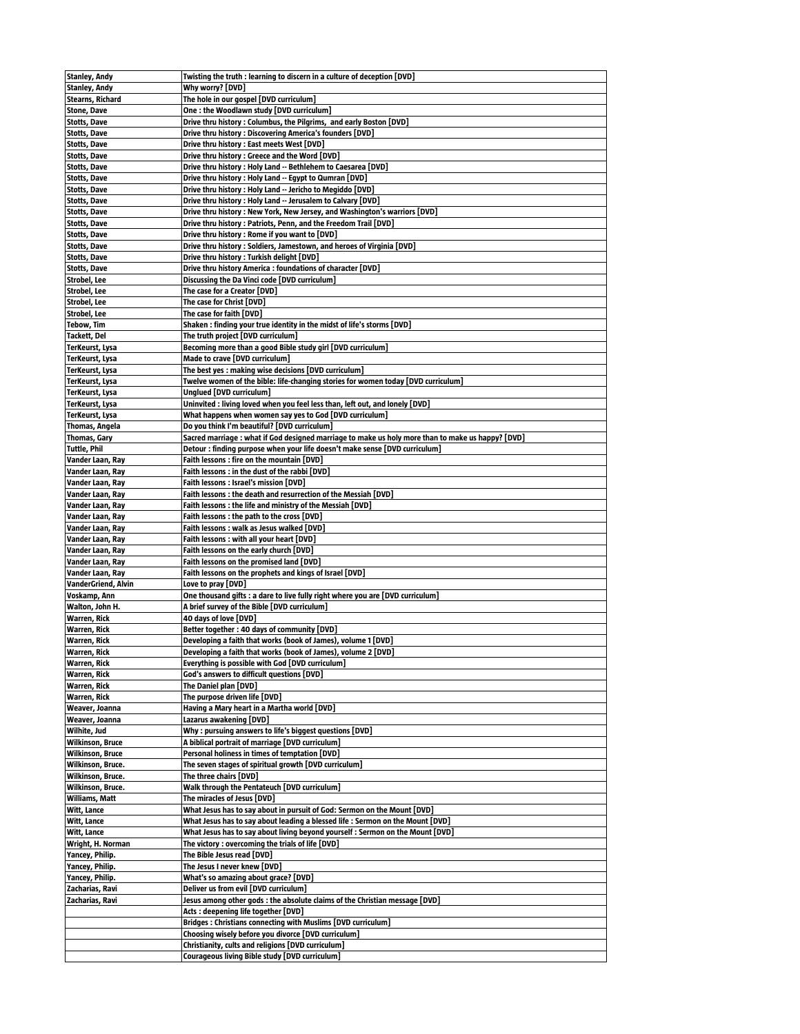| | |
|---|---|
| Stanley, Andy | Twisting the truth : learning to discern in a culture of deception [DVD] |
| Stanley, Andy | Why worry? [DVD] |
| Stearns, Richard | The hole in our gospel [DVD curriculum] |
| Stone, Dave | One : the Woodlawn study [DVD curriculum] |
| Stotts, Dave | Drive thru history : Columbus, the Pilgrims,  and early Boston [DVD] |
| Stotts, Dave | Drive thru history : Discovering America's founders [DVD] |
| Stotts, Dave | Drive thru history : East meets West [DVD] |
| Stotts, Dave | Drive thru history : Greece and the Word [DVD] |
| Stotts, Dave | Drive thru history : Holy Land -- Bethlehem to Caesarea [DVD] |
| Stotts, Dave | Drive thru history : Holy Land -- Egypt to Qumran [DVD] |
| Stotts, Dave | Drive thru history : Holy Land -- Jericho to Megiddo [DVD] |
| Stotts, Dave | Drive thru history : Holy Land -- Jerusalem to Calvary [DVD] |
| Stotts, Dave | Drive thru history : New York, New Jersey, and Washington's warriors [DVD] |
| Stotts, Dave | Drive thru history : Patriots, Penn, and the Freedom Trail [DVD] |
| Stotts, Dave | Drive thru history : Rome if you want to [DVD] |
| Stotts, Dave | Drive thru history : Soldiers, Jamestown, and heroes of Virginia [DVD] |
| Stotts, Dave | Drive thru history : Turkish delight [DVD] |
| Stotts, Dave | Drive thru history America : foundations of character [DVD] |
| Strobel, Lee | Discussing the Da Vinci code [DVD curriculum] |
| Strobel, Lee | The case for a Creator [DVD] |
| Strobel, Lee | The case for Christ [DVD] |
| Strobel, Lee | The case for faith [DVD] |
| Tebow, Tim | Shaken : finding your true identity in the midst of life's storms [DVD] |
| Tackett, Del | The truth project [DVD curriculum] |
| TerKeurst, Lysa | Becoming more than a good Bible study girl [DVD curriculum] |
| TerKeurst, Lysa | Made to crave [DVD curriculum] |
| TerKeurst, Lysa | The best yes : making wise decisions [DVD curriculum] |
| TerKeurst, Lysa | Twelve women of the bible: life-changing stories for women today [DVD curriculum] |
| TerKeurst, Lysa | Unglued [DVD curriculum] |
| TerKeurst, Lysa | Uninvited : living loved when you feel less than, left out, and lonely [DVD] |
| TerKeurst, Lysa | What happens when women say yes to God [DVD curriculum] |
| Thomas, Angela | Do you think I'm beautiful? [DVD curriculum] |
| Thomas, Gary | Sacred marriage : what if God designed marriage to make us holy more than to make us happy? [DVD] |
| Tuttle, Phil | Detour : finding purpose when your life doesn't make sense [DVD curriculum] |
| Vander Laan, Ray | Faith lessons : fire on the mountain [DVD] |
| Vander Laan, Ray | Faith lessons : in the dust of the rabbi [DVD] |
| Vander Laan, Ray | Faith lessons : Israel's mission [DVD] |
| Vander Laan, Ray | Faith lessons : the death and resurrection of the Messiah [DVD] |
| Vander Laan, Ray | Faith lessons : the life and ministry of the Messiah [DVD] |
| Vander Laan, Ray | Faith lessons : the path to the cross [DVD] |
| Vander Laan, Ray | Faith lessons : walk as Jesus walked [DVD] |
| Vander Laan, Ray | Faith lessons : with all your heart [DVD] |
| Vander Laan, Ray | Faith lessons on the early church [DVD] |
| Vander Laan, Ray | Faith lessons on the promised land [DVD] |
| Vander Laan, Ray | Faith lessons on the prophets and kings of Israel [DVD] |
| VanderGriend, Alvin | Love to pray [DVD] |
| Voskamp, Ann | One thousand gifts : a dare to live fully right where you are [DVD curriculum] |
| Walton, John H. | A brief survey of the Bible [DVD curriculum] |
| Warren, Rick | 40 days of love [DVD] |
| Warren, Rick | Better together : 40 days of community [DVD] |
| Warren, Rick | Developing a faith that works (book of James), volume 1 [DVD] |
| Warren, Rick | Developing a faith that works (book of James), volume 2 [DVD] |
| Warren, Rick | Everything is possible with God [DVD curriculum] |
| Warren, Rick | God's answers to difficult questions [DVD] |
| Warren, Rick | The Daniel plan [DVD] |
| Warren, Rick | The purpose driven life [DVD] |
| Weaver, Joanna | Having a Mary heart in a Martha world [DVD] |
| Weaver, Joanna | Lazarus awakening [DVD] |
| Wilhite, Jud | Why : pursuing answers to life's biggest questions [DVD] |
| Wilkinson, Bruce | A biblical portrait of marriage [DVD curriculum] |
| Wilkinson, Bruce | Personal holiness in times of temptation [DVD] |
| Wilkinson, Bruce. | The seven stages of spiritual growth [DVD curriculum] |
| Wilkinson, Bruce. | The three chairs [DVD] |
| Wilkinson, Bruce. | Walk through the Pentateuch [DVD curriculum] |
| Williams, Matt | The miracles of Jesus [DVD] |
| Witt, Lance | What Jesus has to say about in pursuit of God: Sermon on the Mount [DVD] |
| Witt, Lance | What Jesus has to say about leading a blessed life : Sermon on the Mount [DVD] |
| Witt, Lance | What Jesus has to say about living beyond yourself : Sermon on the Mount [DVD] |
| Wright, H. Norman | The victory : overcoming the trials of life [DVD] |
| Yancey, Philip. | The Bible Jesus read [DVD] |
| Yancey, Philip. | The Jesus I never knew [DVD] |
| Yancey, Philip. | What's so amazing about grace? [DVD] |
| Zacharias, Ravi | Deliver us from evil [DVD curriculum] |
| Zacharias, Ravi | Jesus among other gods : the absolute claims of the Christian message [DVD] |
| | Acts : deepening life together [DVD] |
| | Bridges : Christians connecting with Muslims [DVD curriculum] |
| | Choosing wisely before you divorce [DVD curriculum] |
| | Christianity, cults and religions [DVD curriculum] |
| | Courageous living Bible study [DVD curriculum] |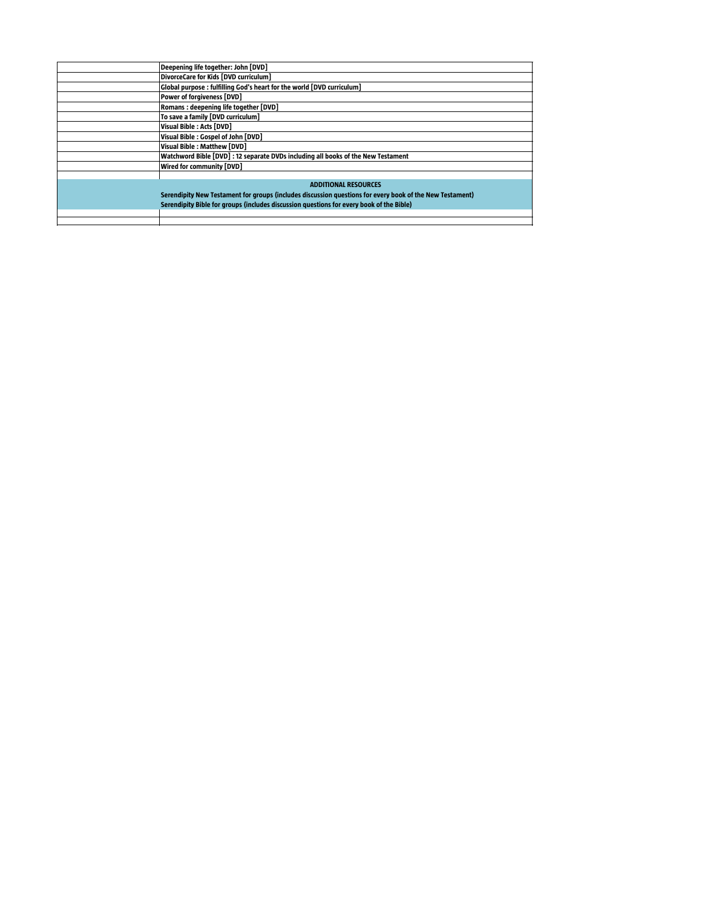| | |
|---|---|
| | **Deepening life together: John [DVD]** |
| | **DivorceCare for Kids [DVD curriculum]** |
| | **Global purpose : fulfilling God's heart for the world [DVD curriculum]** |
| | **Power of forgiveness [DVD]** |
| | **Romans : deepening life together [DVD]** |
| | **To save a family [DVD curriculum]** |
| | **Visual Bible : Acts [DVD]** |
| | **Visual Bible : Gospel of John [DVD]** |
| | **Visual Bible : Matthew [DVD]** |
| | **Watchword Bible [DVD] : 12 separate DVDs including all books of the New Testament** |
| | **Wired for community [DVD]** |
| | |
| | **ADDITIONAL RESOURCES** |
| | **Serendipity New Testament for groups (includes discussion questions for every book of the New Testament)** |
| | **Serendipity Bible for groups (includes discussion questions for every book of the Bible)** |
| | |
| | |